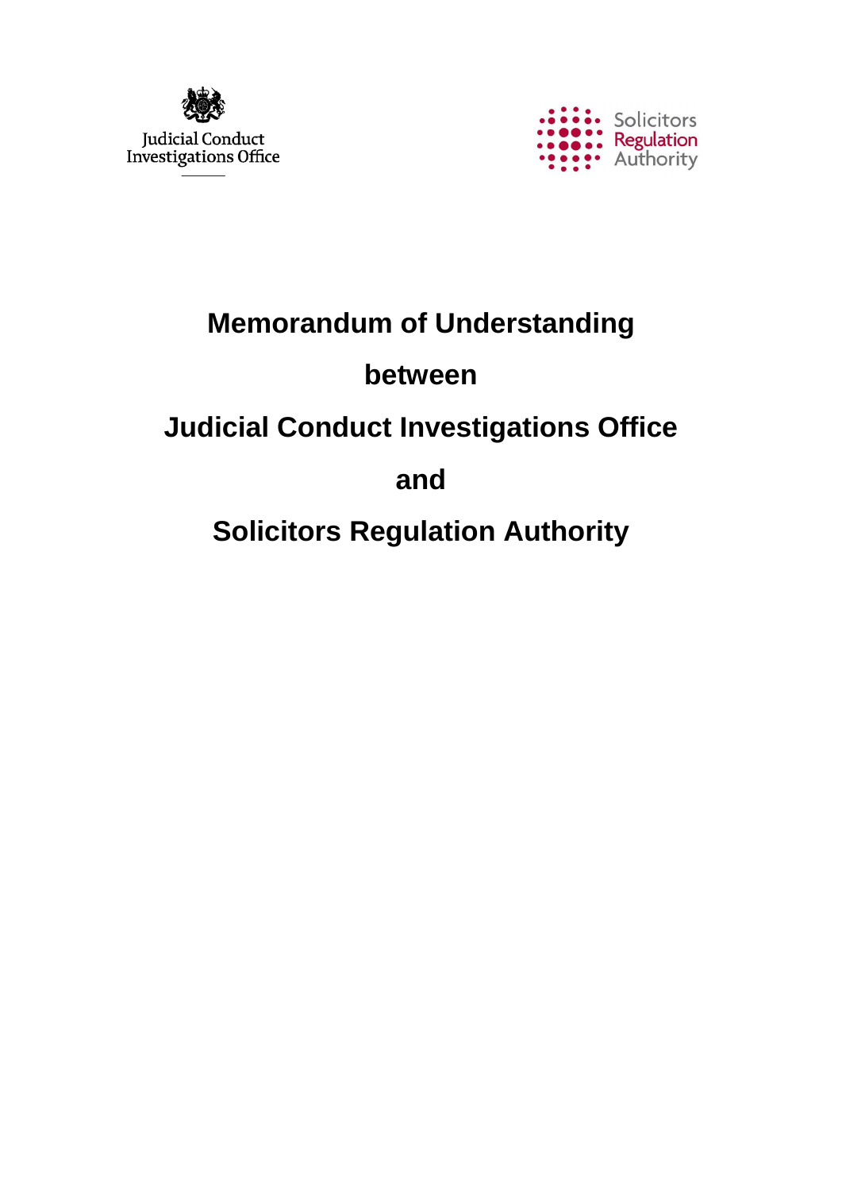Judicial Conduct Investigations Office

Solicitors Regulation Authority

# Memorandum of Understanding

# between

# Judicial Conduct Investigations Office

# and

# Solicitors Regulation Authority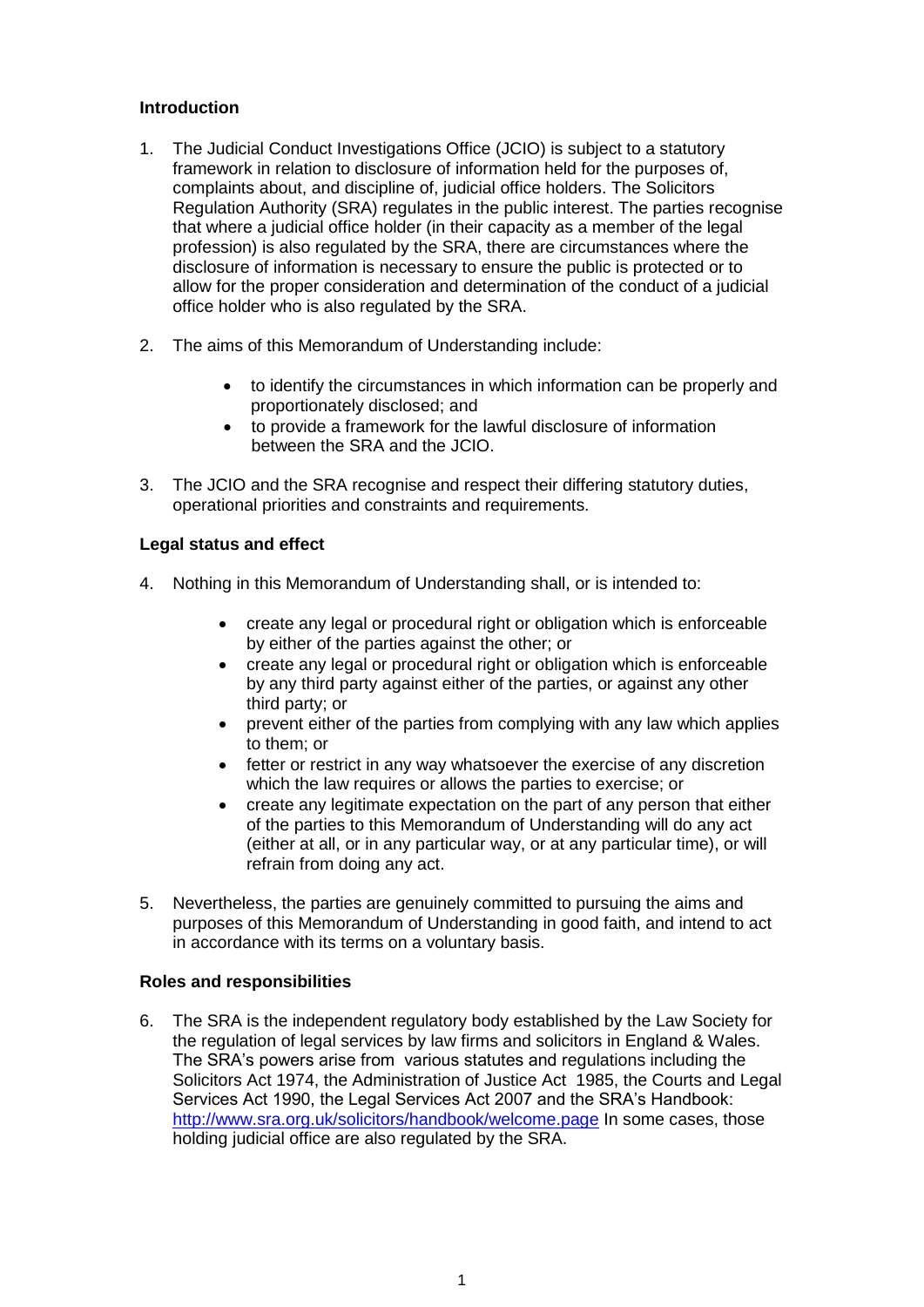## Introduction

1. The Judicial Conduct Investigations Office (JCIO) is subject to a statutory framework in relation to disclosure of information held for the purposes of, complaints about, and discipline of, judicial office holders. The Solicitors Regulation Authority (SRA) regulates in the public interest. The parties recognise that where a judicial office holder (in their capacity as a member of the legal profession) is also regulated by the SRA, there are circumstances where the disclosure of information is necessary to ensure the public is protected or to allow for the proper consideration and determination of the conduct of a judicial office holder who is also regulated by the SRA.

2. The aims of this Memorandum of Understanding include:

    - to identify the circumstances in which information can be properly and proportionately disclosed; and
    - to provide a framework for the lawful disclosure of information between the SRA and the JCIO.

3. The JCIO and the SRA recognise and respect their differing statutory duties, operational priorities and constraints and requirements.

## Legal status and effect

4. Nothing in this Memorandum of Understanding shall, or is intended to:

    - create any legal or procedural right or obligation which is enforceable by either of the parties against the other; or
    - create any legal or procedural right or obligation which is enforceable by any third party against either of the parties, or against any other third party; or
    - prevent either of the parties from complying with any law which applies to them; or
    - fetter or restrict in any way whatsoever the exercise of any discretion which the law requires or allows the parties to exercise; or
    - create any legitimate expectation on the part of any person that either of the parties to this Memorandum of Understanding will do any act (either at all, or in any particular way, or at any particular time), or will refrain from doing any act.

5. Nevertheless, the parties are genuinely committed to pursuing the aims and purposes of this Memorandum of Understanding in good faith, and intend to act in accordance with its terms on a voluntary basis.

## Roles and responsibilities

6. The SRA is the independent regulatory body established by the Law Society for the regulation of legal services by law firms and solicitors in England & Wales. The SRA's powers arise from various statutes and regulations including the Solicitors Act 1974, the Administration of Justice Act 1985, the Courts and Legal Services Act 1990, the Legal Services Act 2007 and the SRA's Handbook: [http://www.sra.org.uk/solicitors/handbook/welcome.page](http://www.sra.org.uk/solicitors/handbook/welcome.page) In some cases, those holding judicial office are also regulated by the SRA.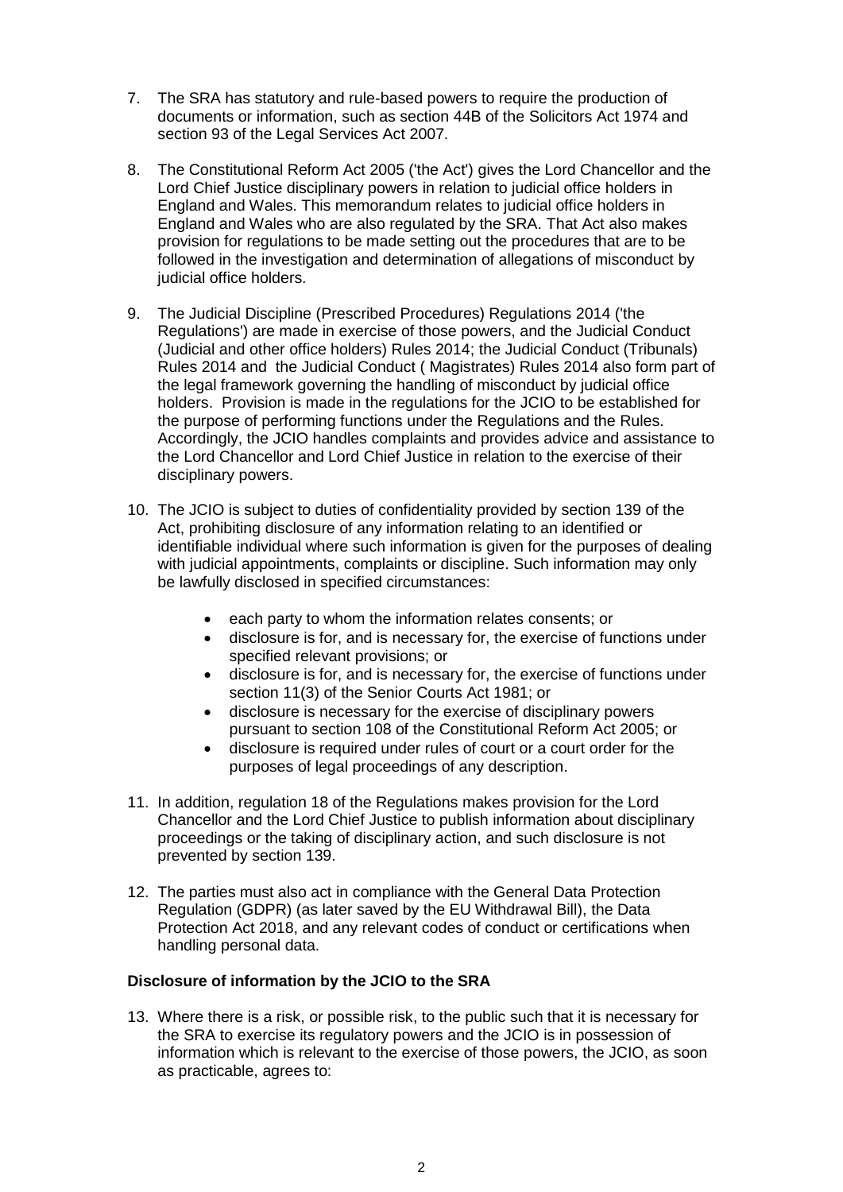7. The SRA has statutory and rule-based powers to require the production of documents or information, such as section 44B of the Solicitors Act 1974 and section 93 of the Legal Services Act 2007.

8. The Constitutional Reform Act 2005 ('the Act') gives the Lord Chancellor and the Lord Chief Justice disciplinary powers in relation to judicial office holders in England and Wales. This memorandum relates to judicial office holders in England and Wales who are also regulated by the SRA. That Act also makes provision for regulations to be made setting out the procedures that are to be followed in the investigation and determination of allegations of misconduct by judicial office holders.

9. The Judicial Discipline (Prescribed Procedures) Regulations 2014 ('the Regulations') are made in exercise of those powers, and the Judicial Conduct (Judicial and other office holders) Rules 2014; the Judicial Conduct (Tribunals) Rules 2014 and the Judicial Conduct ( Magistrates) Rules 2014 also form part of the legal framework governing the handling of misconduct by judicial office holders. Provision is made in the regulations for the JCIO to be established for the purpose of performing functions under the Regulations and the Rules. Accordingly, the JCIO handles complaints and provides advice and assistance to the Lord Chancellor and Lord Chief Justice in relation to the exercise of their disciplinary powers.

10. The JCIO is subject to duties of confidentiality provided by section 139 of the Act, prohibiting disclosure of any information relating to an identified or identifiable individual where such information is given for the purposes of dealing with judicial appointments, complaints or discipline. Such information may only be lawfully disclosed in specified circumstances:

    - each party to whom the information relates consents; or
    - disclosure is for, and is necessary for, the exercise of functions under specified relevant provisions; or
    - disclosure is for, and is necessary for, the exercise of functions under section 11(3) of the Senior Courts Act 1981; or
    - disclosure is necessary for the exercise of disciplinary powers pursuant to section 108 of the Constitutional Reform Act 2005; or
    - disclosure is required under rules of court or a court order for the purposes of legal proceedings of any description.

11. In addition, regulation 18 of the Regulations makes provision for the Lord Chancellor and the Lord Chief Justice to publish information about disciplinary proceedings or the taking of disciplinary action, and such disclosure is not prevented by section 139.

12. The parties must also act in compliance with the General Data Protection Regulation (GDPR) (as later saved by the EU Withdrawal Bill), the Data Protection Act 2018, and any relevant codes of conduct or certifications when handling personal data.

**Disclosure of information by the JCIO to the SRA**

13. Where there is a risk, or possible risk, to the public such that it is necessary for the SRA to exercise its regulatory powers and the JCIO is in possession of information which is relevant to the exercise of those powers, the JCIO, as soon as practicable, agrees to: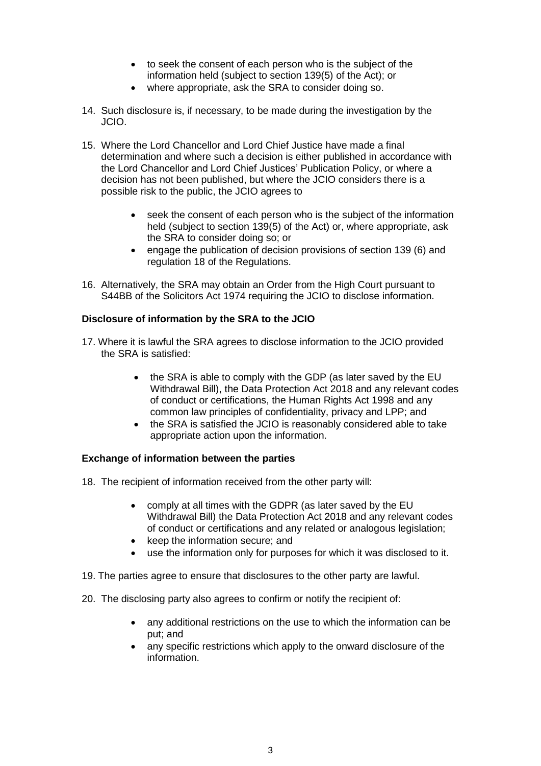- to seek the consent of each person who is the subject of the information held (subject to section 139(5) of the Act); or
- where appropriate, ask the SRA to consider doing so.

14. Such disclosure is, if necessary, to be made during the investigation by the JCIO.

15. Where the Lord Chancellor and Lord Chief Justice have made a final determination and where such a decision is either published in accordance with the Lord Chancellor and Lord Chief Justices' Publication Policy, or where a decision has not been published, but where the JCIO considers there is a possible risk to the public, the JCIO agrees to

    - seek the consent of each person who is the subject of the information held (subject to section 139(5) of the Act) or, where appropriate, ask the SRA to consider doing so; or
    - engage the publication of decision provisions of section 139 (6) and regulation 18 of the Regulations.

16. Alternatively, the SRA may obtain an Order from the High Court pursuant to S44BB of the Solicitors Act 1974 requiring the JCIO to disclose information.

**Disclosure of information by the SRA to the JCIO**

17. Where it is lawful the SRA agrees to disclose information to the JCIO provided the SRA is satisfied:

    - the SRA is able to comply with the GDP (as later saved by the EU Withdrawal Bill), the Data Protection Act 2018 and any relevant codes of conduct or certifications, the Human Rights Act 1998 and any common law principles of confidentiality, privacy and LPP; and
    - the SRA is satisfied the JCIO is reasonably considered able to take appropriate action upon the information.

**Exchange of information between the parties**

18. The recipient of information received from the other party will:

    - comply at all times with the GDPR (as later saved by the EU Withdrawal Bill) the Data Protection Act 2018 and any relevant codes of conduct or certifications and any related or analogous legislation;
    - keep the information secure; and
    - use the information only for purposes for which it was disclosed to it.

19. The parties agree to ensure that disclosures to the other party are lawful.

20. The disclosing party also agrees to confirm or notify the recipient of:

    - any additional restrictions on the use to which the information can be put; and
    - any specific restrictions which apply to the onward disclosure of the information.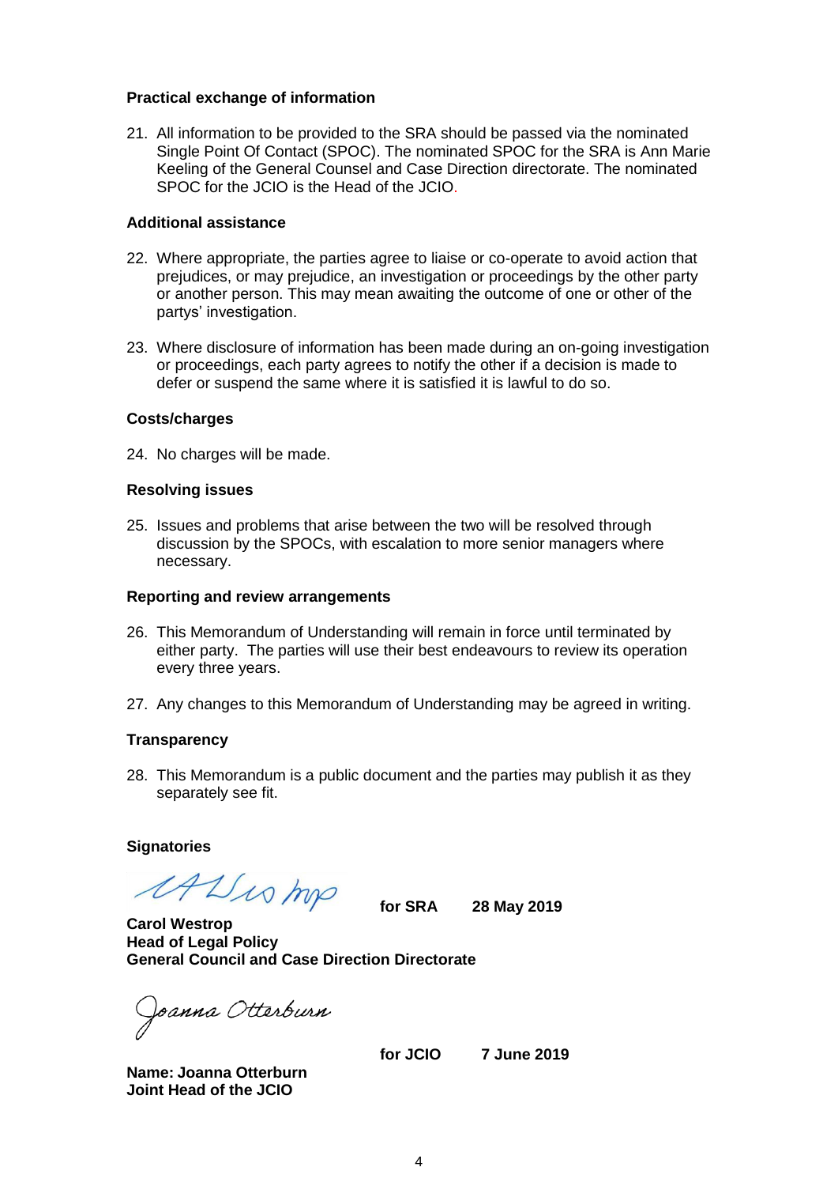**Practical exchange of information**

21. All information to be provided to the SRA should be passed via the nominated Single Point Of Contact (SPOC). The nominated SPOC for the SRA is Ann Marie Keeling of the General Counsel and Case Direction directorate. The nominated SPOC for the JCIO is the Head of the JCIO.

**Additional assistance**

22. Where appropriate, the parties agree to liaise or co-operate to avoid action that prejudices, or may prejudice, an investigation or proceedings by the other party or another person. This may mean awaiting the outcome of one or other of the partys' investigation.

23. Where disclosure of information has been made during an on-going investigation or proceedings, each party agrees to notify the other if a decision is made to defer or suspend the same where it is satisfied it is lawful to do so.

**Costs/charges**

24. No charges will be made.

**Resolving issues**

25. Issues and problems that arise between the two will be resolved through discussion by the SPOCs, with escalation to more senior managers where necessary.

**Reporting and review arrangements**

26. This Memorandum of Understanding will remain in force until terminated by either party. The parties will use their best endeavours to review its operation every three years.

27. Any changes to this Memorandum of Understanding may be agreed in writing.

**Transparency**

28. This Memorandum is a public document and the parties may publish it as they separately see fit.

**Signatories**

**for SRA** **28 May 2019**

**Carol Westrop**
**Head of Legal Policy**
**General Council and Case Direction Directorate**

Joanna Otterburn

**for JCIO** **7 June 2019**

**Name: Joanna Otterburn**
**Joint Head of the JCIO**